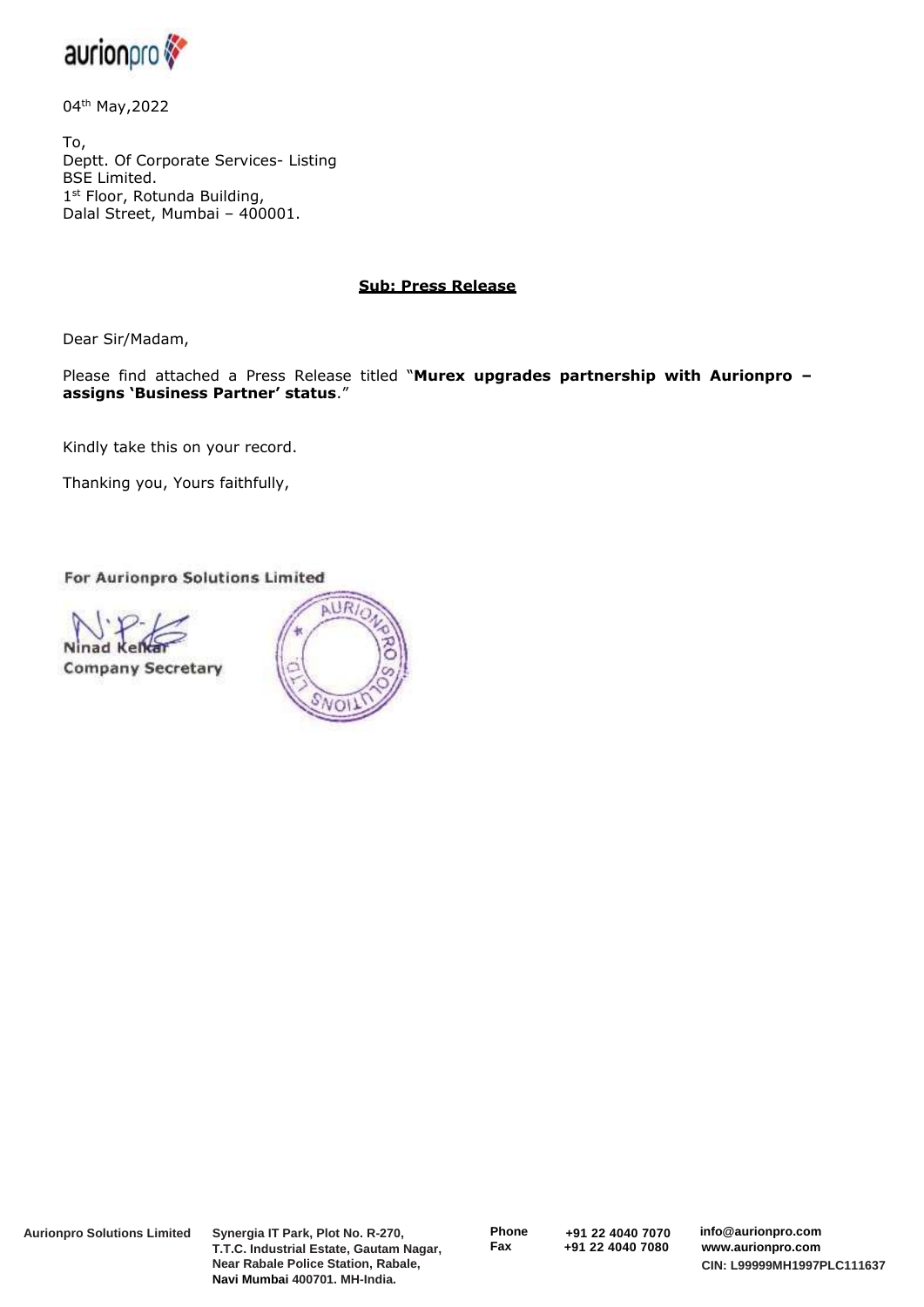04th May,2022

To,
Deptt. Of Corporate Services- Listing
BSE Limited.
1st Floor, Rotunda Building,
Dalal Street, Mumbai – 400001.

**Sub: Press Release**

Dear Sir/Madam,

Please find attached a Press Release titled "**Murex upgrades partnership with Aurionpro – assigns 'Business Partner' status**."

Kindly take this on your record.

Thanking you, Yours faithfully,

For Aurionpro Solutions Limited

Ninad Kelkar
Company Secretary

**Aurionpro Solutions Limited** Synergia IT Park, Plot No. R-270, T.T.C. Industrial Estate, Gautam Nagar, Near Rabale Police Station, Rabale, Navi Mumbai 400701. MH-India.
Phone +91 22 4040 7070
Fax +91 22 4040 7080
info@aurionpro.com
www.aurionpro.com
CIN: L99999MH1997PLC111637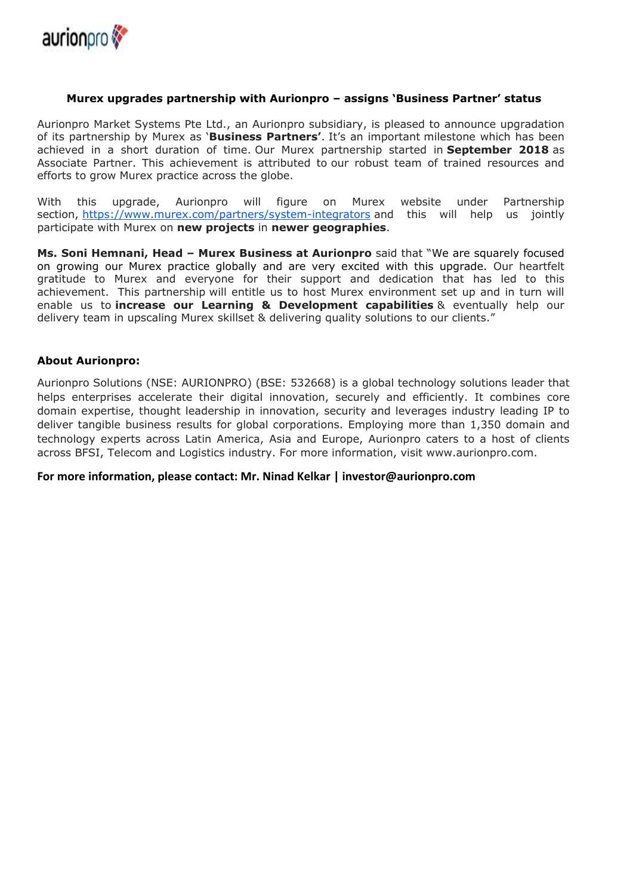**Murex upgrades partnership with Aurionpro – assigns 'Business Partner' status**

Aurionpro Market Systems Pte Ltd., an Aurionpro subsidiary, is pleased to announce upgradation of its partnership by Murex as '**Business Partners'**. It's an important milestone which has been achieved in a short duration of time. Our Murex partnership started in **September 2018** as Associate Partner. This achievement is attributed to our robust team of trained resources and efforts to grow Murex practice across the globe.

With this upgrade, Aurionpro will figure on Murex website under Partnership section, https://www.murex.com/partners/system-integrators and this will help us jointly participate with Murex on **new projects** in **newer geographies**.

**Ms. Soni Hemnani, Head – Murex Business at Aurionpro** said that "We are squarely focused on growing our Murex practice globally and are very excited with this upgrade. Our heartfelt gratitude to Murex and everyone for their support and dedication that has led to this achievement. This partnership will entitle us to host Murex environment set up and in turn will enable us to **increase our Learning & Development capabilities** & eventually help our delivery team in upscaling Murex skillset & delivering quality solutions to our clients."

**About Aurionpro:**

Aurionpro Solutions (NSE: AURIONPRO) (BSE: 532668) is a global technology solutions leader that helps enterprises accelerate their digital innovation, securely and efficiently. It combines core domain expertise, thought leadership in innovation, security and leverages industry leading IP to deliver tangible business results for global corporations. Employing more than 1,350 domain and technology experts across Latin America, Asia and Europe, Aurionpro caters to a host of clients across BFSI, Telecom and Logistics industry. For more information, visit www.aurionpro.com.

**For more information, please contact: Mr. Ninad Kelkar | investor@aurionpro.com**